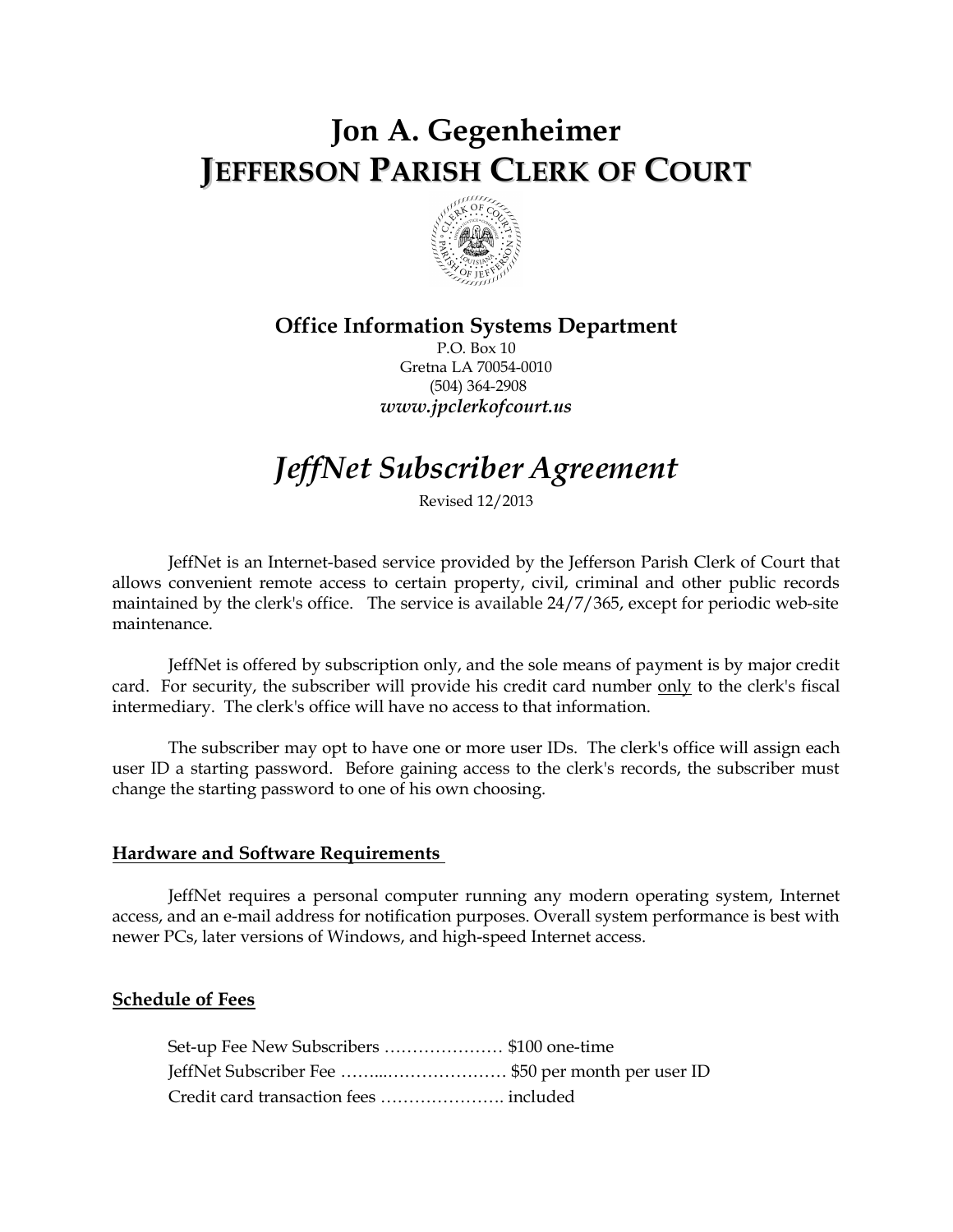# Jon A. Gegenheimer
# JEFFERSON PARISH CLERK OF COURT

## Office Information Systems Department

P.O. Box 10
Gretna LA 70054-0010
(504) 364-2908
***www.jpclerkofcourt.us***

# *JeffNet Subscriber Agreement*

Revised 12/2013

JeffNet is an Internet-based service provided by the Jefferson Parish Clerk of Court that allows convenient remote access to certain property, civil, criminal and other public records maintained by the clerk's office. The service is available 24/7/365, except for periodic web-site maintenance.

JeffNet is offered by subscription only, and the sole means of payment is by major credit card. For security, the subscriber will provide his credit card number only to the clerk's fiscal intermediary. The clerk's office will have no access to that information.

The subscriber may opt to have one or more user IDs. The clerk's office will assign each user ID a starting password. Before gaining access to the clerk's records, the subscriber must change the starting password to one of his own choosing.

## Hardware and Software Requirements

JeffNet requires a personal computer running any modern operating system, Internet access, and an e-mail address for notification purposes. Overall system performance is best with newer PCs, later versions of Windows, and high-speed Internet access.

## Schedule of Fees

Set-up Fee New Subscribers ………………… $100 one-time
JeffNet Subscriber Fee ……...………………… $50 per month per user ID
Credit card transaction fees …………………. included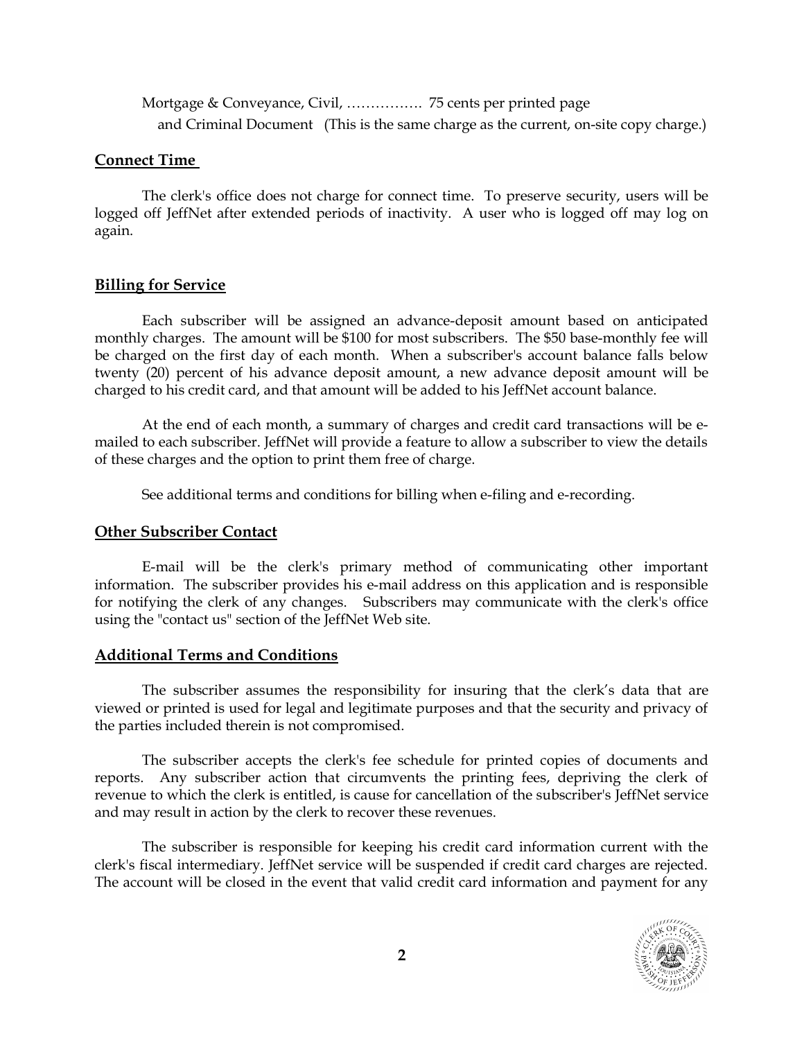Mortgage & Conveyance, Civil, ……………. 75 cents per printed page
and Criminal Document (This is the same charge as the current, on-site copy charge.)

## Connect Time

The clerk's office does not charge for connect time. To preserve security, users will be logged off JeffNet after extended periods of inactivity. A user who is logged off may log on again.

## Billing for Service

Each subscriber will be assigned an advance-deposit amount based on anticipated monthly charges. The amount will be $100 for most subscribers. The $50 base-monthly fee will be charged on the first day of each month. When a subscriber's account balance falls below twenty (20) percent of his advance deposit amount, a new advance deposit amount will be charged to his credit card, and that amount will be added to his JeffNet account balance.

At the end of each month, a summary of charges and credit card transactions will be e-mailed to each subscriber. JeffNet will provide a feature to allow a subscriber to view the details of these charges and the option to print them free of charge.

See additional terms and conditions for billing when e-filing and e-recording.

## Other Subscriber Contact

E-mail will be the clerk's primary method of communicating other important information. The subscriber provides his e-mail address on this application and is responsible for notifying the clerk of any changes. Subscribers may communicate with the clerk's office using the "contact us" section of the JeffNet Web site.

## Additional Terms and Conditions

The subscriber assumes the responsibility for insuring that the clerk's data that are viewed or printed is used for legal and legitimate purposes and that the security and privacy of the parties included therein is not compromised.

The subscriber accepts the clerk's fee schedule for printed copies of documents and reports. Any subscriber action that circumvents the printing fees, depriving the clerk of revenue to which the clerk is entitled, is cause for cancellation of the subscriber's JeffNet service and may result in action by the clerk to recover these revenues.

The subscriber is responsible for keeping his credit card information current with the clerk's fiscal intermediary. JeffNet service will be suspended if credit card charges are rejected. The account will be closed in the event that valid credit card information and payment for any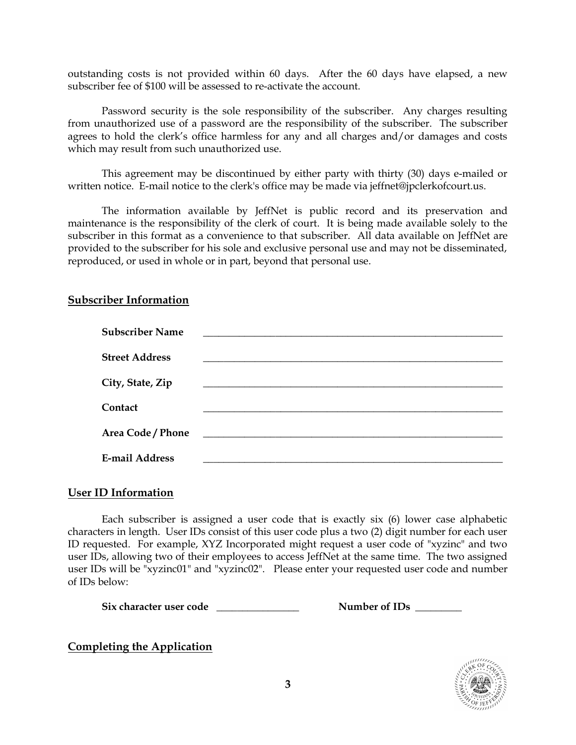outstanding costs is not provided within 60 days. After the 60 days have elapsed, a new subscriber fee of $100 will be assessed to re-activate the account.

Password security is the sole responsibility of the subscriber. Any charges resulting from unauthorized use of a password are the responsibility of the subscriber. The subscriber agrees to hold the clerk's office harmless for any and all charges and/or damages and costs which may result from such unauthorized use.

This agreement may be discontinued by either party with thirty (30) days e-mailed or written notice. E-mail notice to the clerk's office may be made via jeffnet@jpclerkofcourt.us.

The information available by JeffNet is public record and its preservation and maintenance is the responsibility of the clerk of court. It is being made available solely to the subscriber in this format as a convenience to that subscriber. All data available on JeffNet are provided to the subscriber for his sole and exclusive personal use and may not be disseminated, reproduced, or used in whole or in part, beyond that personal use.

## Subscriber Information

**Subscriber Name** ______________________________________________

**Street Address** ______________________________________________

**City, State, Zip** ______________________________________________

**Contact** ______________________________________________

**Area Code / Phone** ______________________________________________

**E-mail Address** ______________________________________________

## User ID Information

Each subscriber is assigned a user code that is exactly six (6) lower case alphabetic characters in length. User IDs consist of this user code plus a two (2) digit number for each user ID requested. For example, XYZ Incorporated might request a user code of "xyzinc" and two user IDs, allowing two of their employees to access JeffNet at the same time. The two assigned user IDs will be "xyzinc01" and "xyzinc02". Please enter your requested user code and number of IDs below:

**Six character user code** ________________ **Number of IDs** _________

## Completing the Application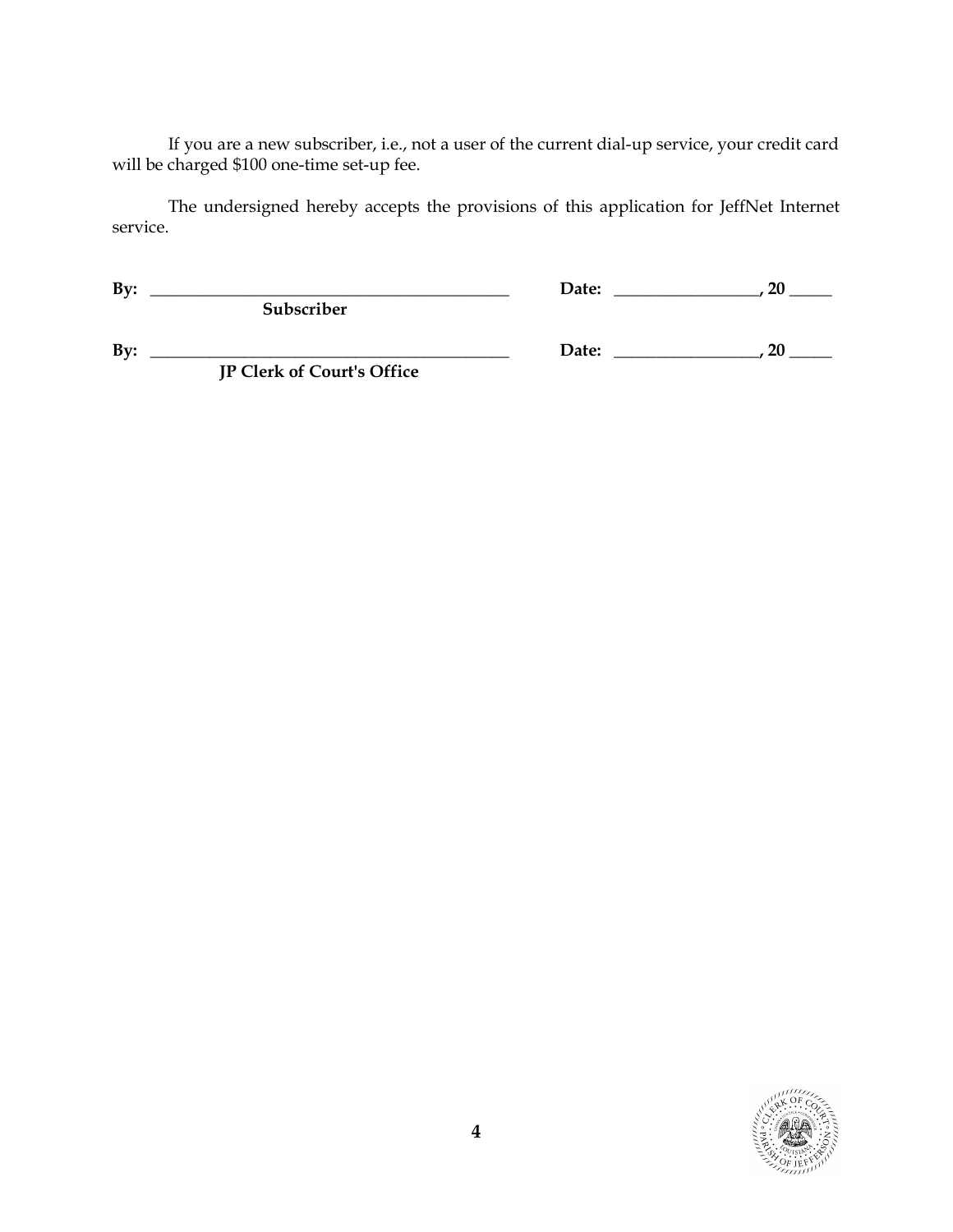If you are a new subscriber, i.e., not a user of the current dial-up service, your credit card will be charged $100 one-time set-up fee.

The undersigned hereby accepts the provisions of this application for JeffNet Internet service.

**By:** ____________________________________________ **Date:** _________________, **20** _____
**Subscriber**

**By:** ____________________________________________ **Date:** _________________, **20** _____
**JP Clerk of Court's Office**